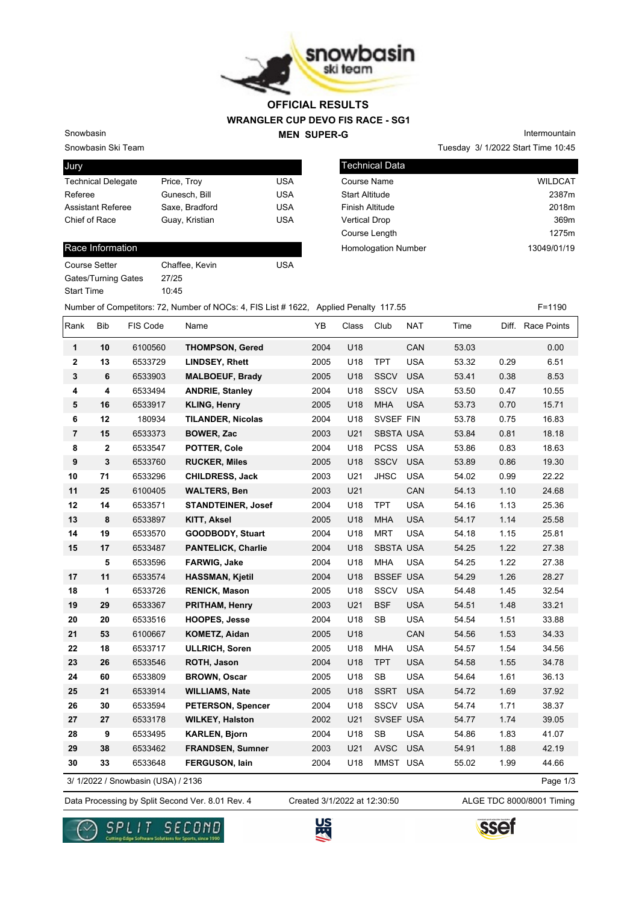# OFFICIAL RESULTS

## WRANGLER CUP DEVO FIS RACE - SG1

### MEN SUPER-G

Snowbasin

Snowbasin Ski Team

Intermountain

Tuesday 3/ 1/2022 Start Time 10:45

| Jury | | |
|---|---|---|
| Technical Delegate | Price, Troy | USA |
| Referee | Gunesch, Bill | USA |
| Assistant Referee | Saxe, Bradford | USA |
| Chief of Race | Guay, Kristian | USA |

| Technical Data | |
|---|---|
| Course Name | WILDCAT |
| Start Altitude | 2387m |
| Finish Altitude | 2018m |
| Vertical Drop | 369m |
| Course Length | 1275m |
| Homologation Number | 13049/01/19 |

| Race Information | | |
|---|---|---|
| Course Setter | Chaffee, Kevin | USA |
| Gates/Turning Gates | 27/25 | |
| Start Time | 10:45 | |

Number of Competitors: 72, Number of NOCs: 4, FIS List # 1622, Applied Penalty 117.55 F=1190

| Rank | Bib | FIS Code | Name | YB | Class | Club | NAT | Time | Diff. | Race Points |
|---|---|---|---|---|---|---|---|---|---|---|
| 1 | 10 | 6100560 | **THOMPSON, Gered** | 2004 | U18 | | CAN | 53.03 | | 0.00 |
| 2 | 13 | 6533729 | **LINDSEY, Rhett** | 2005 | U18 | TPT | USA | 53.32 | 0.29 | 6.51 |
| 3 | 6 | 6533903 | **MALBOEUF, Brady** | 2005 | U18 | SSCV | USA | 53.41 | 0.38 | 8.53 |
| 4 | 4 | 6533494 | **ANDRIE, Stanley** | 2004 | U18 | SSCV | USA | 53.50 | 0.47 | 10.55 |
| 5 | 16 | 6533917 | **KLING, Henry** | 2005 | U18 | MHA | USA | 53.73 | 0.70 | 15.71 |
| 6 | 12 | 180934 | **TILANDER, Nicolas** | 2004 | U18 | SVSEF | FIN | 53.78 | 0.75 | 16.83 |
| 7 | 15 | 6533373 | **BOWER, Zac** | 2003 | U21 | SBSTA | USA | 53.84 | 0.81 | 18.18 |
| 8 | 2 | 6533547 | **POTTER, Cole** | 2004 | U18 | PCSS | USA | 53.86 | 0.83 | 18.63 |
| 9 | 3 | 6533760 | **RUCKER, Miles** | 2005 | U18 | SSCV | USA | 53.89 | 0.86 | 19.30 |
| 10 | 71 | 6533296 | **CHILDRESS, Jack** | 2003 | U21 | JHSC | USA | 54.02 | 0.99 | 22.22 |
| 11 | 25 | 6100405 | **WALTERS, Ben** | 2003 | U21 | | CAN | 54.13 | 1.10 | 24.68 |
| 12 | 14 | 6533571 | **STANDTEINER, Josef** | 2004 | U18 | TPT | USA | 54.16 | 1.13 | 25.36 |
| 13 | 8 | 6533897 | **KITT, Aksel** | 2005 | U18 | MHA | USA | 54.17 | 1.14 | 25.58 |
| 14 | 19 | 6533570 | **GOODBODY, Stuart** | 2004 | U18 | MRT | USA | 54.18 | 1.15 | 25.81 |
| 15 | 17 | 6533487 | **PANTELICK, Charlie** | 2004 | U18 | SBSTA | USA | 54.25 | 1.22 | 27.38 |
| | 5 | 6533596 | **FARWIG, Jake** | 2004 | U18 | MHA | USA | 54.25 | 1.22 | 27.38 |
| 17 | 11 | 6533574 | **HASSMAN, Kjetil** | 2004 | U18 | BSSEF | USA | 54.29 | 1.26 | 28.27 |
| 18 | 1 | 6533726 | **RENICK, Mason** | 2005 | U18 | SSCV | USA | 54.48 | 1.45 | 32.54 |
| 19 | 29 | 6533367 | **PRITHAM, Henry** | 2003 | U21 | BSF | USA | 54.51 | 1.48 | 33.21 |
| 20 | 20 | 6533516 | **HOOPES, Jesse** | 2004 | U18 | SB | USA | 54.54 | 1.51 | 33.88 |
| 21 | 53 | 6100667 | **KOMETZ, Aidan** | 2005 | U18 | | CAN | 54.56 | 1.53 | 34.33 |
| 22 | 18 | 6533717 | **ULLRICH, Soren** | 2005 | U18 | MHA | USA | 54.57 | 1.54 | 34.56 |
| 23 | 26 | 6533546 | **ROTH, Jason** | 2004 | U18 | TPT | USA | 54.58 | 1.55 | 34.78 |
| 24 | 60 | 6533809 | **BROWN, Oscar** | 2005 | U18 | SB | USA | 54.64 | 1.61 | 36.13 |
| 25 | 21 | 6533914 | **WILLIAMS, Nate** | 2005 | U18 | SSRT | USA | 54.72 | 1.69 | 37.92 |
| 26 | 30 | 6533594 | **PETERSON, Spencer** | 2004 | U18 | SSCV | USA | 54.74 | 1.71 | 38.37 |
| 27 | 27 | 6533178 | **WILKEY, Halston** | 2002 | U21 | SVSEF | USA | 54.77 | 1.74 | 39.05 |
| 28 | 9 | 6533495 | **KARLEN, Bjorn** | 2004 | U18 | SB | USA | 54.86 | 1.83 | 41.07 |
| 29 | 38 | 6533462 | **FRANDSEN, Sumner** | 2003 | U21 | AVSC | USA | 54.91 | 1.88 | 42.19 |
| 30 | 33 | 6533648 | **FERGUSON, Iain** | 2004 | U18 | MMST | USA | 55.02 | 1.99 | 44.66 |

3/ 1/2022 / Snowbasin (USA) / 2136

Data Processing by Split Second Ver. 8.01 Rev. 4 Created 3/1/2022 at 12:30:50 ALGE TDC 8000/8001 Timing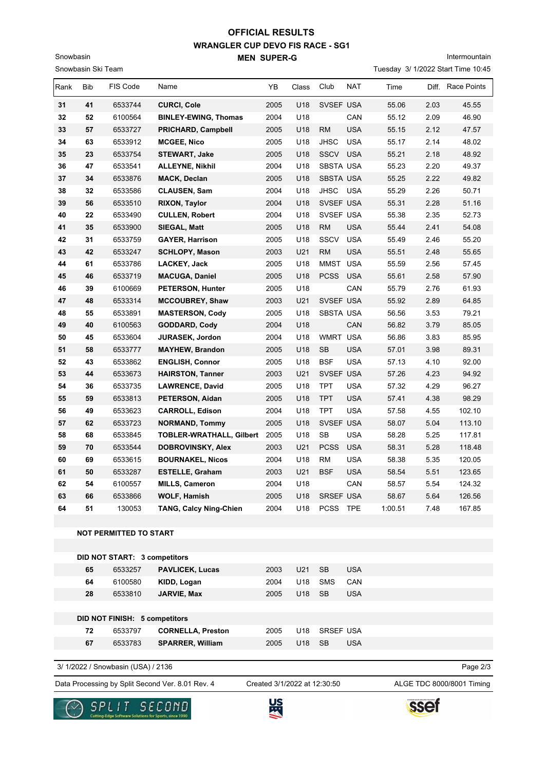# OFFICIAL RESULTS

## WRANGLER CUP DEVO FIS RACE - SG1

### MEN SUPER-G

Snowbasin
Snowbasin Ski Team

Intermountain
Tuesday 3/ 1/2022 Start Time 10:45

| Rank | Bib | FIS Code | Name | YB | Class | Club | NAT | Time | Diff. | Race Points |
|---|---|---|---|---|---|---|---|---|---|---|
| 31 | 41 | 6533744 | **CURCI, Cole** | 2005 | U18 | SVSEF | USA | 55.06 | 2.03 | 45.55 |
| 32 | 52 | 6100564 | **BINLEY-EWING, Thomas** | 2004 | U18 | | CAN | 55.12 | 2.09 | 46.90 |
| 33 | 57 | 6533727 | **PRICHARD, Campbell** | 2005 | U18 | RM | USA | 55.15 | 2.12 | 47.57 |
| 34 | 63 | 6533912 | **MCGEE, Nico** | 2005 | U18 | JHSC | USA | 55.17 | 2.14 | 48.02 |
| 35 | 23 | 6533754 | **STEWART, Jake** | 2005 | U18 | SSCV | USA | 55.21 | 2.18 | 48.92 |
| 36 | 47 | 6533541 | **ALLEYNE, Nikhil** | 2004 | U18 | SBSTA | USA | 55.23 | 2.20 | 49.37 |
| 37 | 34 | 6533876 | **MACK, Declan** | 2005 | U18 | SBSTA | USA | 55.25 | 2.22 | 49.82 |
| 38 | 32 | 6533586 | **CLAUSEN, Sam** | 2004 | U18 | JHSC | USA | 55.29 | 2.26 | 50.71 |
| 39 | 56 | 6533510 | **RIXON, Taylor** | 2004 | U18 | SVSEF | USA | 55.31 | 2.28 | 51.16 |
| 40 | 22 | 6533490 | **CULLEN, Robert** | 2004 | U18 | SVSEF | USA | 55.38 | 2.35 | 52.73 |
| 41 | 35 | 6533900 | **SIEGAL, Matt** | 2005 | U18 | RM | USA | 55.44 | 2.41 | 54.08 |
| 42 | 31 | 6533759 | **GAYER, Harrison** | 2005 | U18 | SSCV | USA | 55.49 | 2.46 | 55.20 |
| 43 | 42 | 6533247 | **SCHLOPY, Mason** | 2003 | U21 | RM | USA | 55.51 | 2.48 | 55.65 |
| 44 | 61 | 6533786 | **LACKEY, Jack** | 2005 | U18 | MMST | USA | 55.59 | 2.56 | 57.45 |
| 45 | 46 | 6533719 | **MACUGA, Daniel** | 2005 | U18 | PCSS | USA | 55.61 | 2.58 | 57.90 |
| 46 | 39 | 6100669 | **PETERSON, Hunter** | 2005 | U18 | | CAN | 55.79 | 2.76 | 61.93 |
| 47 | 48 | 6533314 | **MCCOUBREY, Shaw** | 2003 | U21 | SVSEF | USA | 55.92 | 2.89 | 64.85 |
| 48 | 55 | 6533891 | **MASTERSON, Cody** | 2005 | U18 | SBSTA | USA | 56.56 | 3.53 | 79.21 |
| 49 | 40 | 6100563 | **GODDARD, Cody** | 2004 | U18 | | CAN | 56.82 | 3.79 | 85.05 |
| 50 | 45 | 6533604 | **JURASEK, Jordon** | 2004 | U18 | WMRT | USA | 56.86 | 3.83 | 85.95 |
| 51 | 58 | 6533777 | **MAYHEW, Brandon** | 2005 | U18 | SB | USA | 57.01 | 3.98 | 89.31 |
| 52 | 43 | 6533862 | **ENGLISH, Connor** | 2005 | U18 | BSF | USA | 57.13 | 4.10 | 92.00 |
| 53 | 44 | 6533673 | **HAIRSTON, Tanner** | 2003 | U21 | SVSEF | USA | 57.26 | 4.23 | 94.92 |
| 54 | 36 | 6533735 | **LAWRENCE, David** | 2005 | U18 | TPT | USA | 57.32 | 4.29 | 96.27 |
| 55 | 59 | 6533813 | **PETERSON, Aidan** | 2005 | U18 | TPT | USA | 57.41 | 4.38 | 98.29 |
| 56 | 49 | 6533623 | **CARROLL, Edison** | 2004 | U18 | TPT | USA | 57.58 | 4.55 | 102.10 |
| 57 | 62 | 6533723 | **NORMAND, Tommy** | 2005 | U18 | SVSEF | USA | 58.07 | 5.04 | 113.10 |
| 58 | 68 | 6533845 | **TOBLER-WRATHALL, Gilbert** | 2005 | U18 | SB | USA | 58.28 | 5.25 | 117.81 |
| 59 | 70 | 6533544 | **DOBROVINSKY, Alex** | 2003 | U21 | PCSS | USA | 58.31 | 5.28 | 118.48 |
| 60 | 69 | 6533615 | **BOURNAKEL, Nicos** | 2004 | U18 | RM | USA | 58.38 | 5.35 | 120.05 |
| 61 | 50 | 6533287 | **ESTELLE, Graham** | 2003 | U21 | BSF | USA | 58.54 | 5.51 | 123.65 |
| 62 | 54 | 6100557 | **MILLS, Cameron** | 2004 | U18 | | CAN | 58.57 | 5.54 | 124.32 |
| 63 | 66 | 6533866 | **WOLF, Hamish** | 2005 | U18 | SRSEF | USA | 58.67 | 5.64 | 126.56 |
| 64 | 51 | 130053 | **TANG, Calcy Ning-Chien** | 2004 | U18 | PCSS | TPE | 1:00.51 | 7.48 | 167.85 |

**NOT PERMITTED TO START**

**DID NOT START: 3 competitors**

| Bib | FIS Code | Name | YB | Class | Club | NAT |
|---|---|---|---|---|---|---|
| 65 | 6533257 | **PAVLICEK, Lucas** | 2003 | U21 | SB | USA |
| 64 | 6100580 | **KIDD, Logan** | 2004 | U18 | SMS | CAN |
| 28 | 6533810 | **JARVIE, Max** | 2005 | U18 | SB | USA |

**DID NOT FINISH: 5 competitors**

| Bib | FIS Code | Name | YB | Class | Club | NAT |
|---|---|---|---|---|---|---|
| 72 | 6533797 | **CORNELLA, Preston** | 2005 | U18 | SRSEF | USA |
| 67 | 6533783 | **SPARRER, William** | 2005 | U18 | SB | USA |

3/ 1/2022 / Snowbasin (USA) / 2136

Data Processing by Split Second Ver. 8.01 Rev. 4 | Created 3/1/2022 at 12:30:50 | ALGE TDC 8000/8001 Timing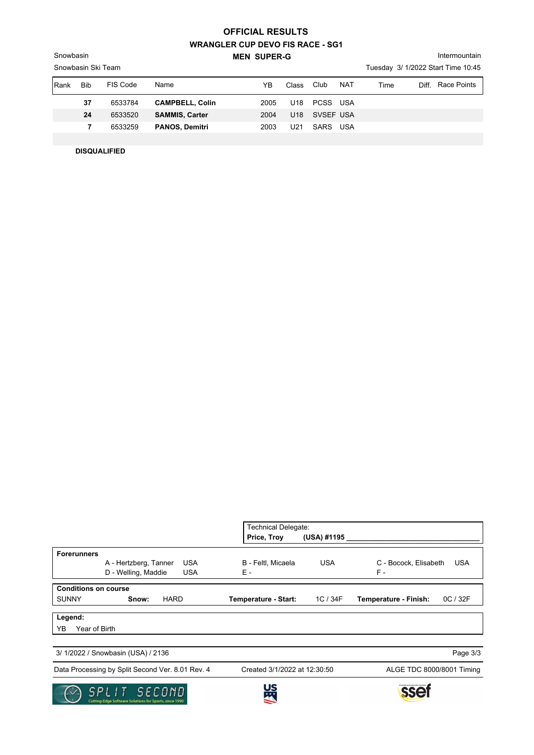# OFFICIAL RESULTS

## WRANGLER CUP DEVO FIS RACE - SG1

### MEN SUPER-G

Snowbasin
Snowbasin Ski Team

Intermountain
Tuesday 3/ 1/2022 Start Time 10:45

| Rank | Bib | FIS Code | Name | YB | Class | Club | NAT | Time | Diff. | Race Points |
|---|---|---|---|---|---|---|---|---|---|---|
| | **37** | 6533784 | **CAMPBELL, Colin** | 2005 | U18 | PCSS | USA | | | |
| | **24** | 6533520 | **SAMMIS, Carter** | 2004 | U18 | SVSEF | USA | | | |
| | **7** | 6533259 | **PANOS, Demitri** | 2003 | U21 | SARS | USA | | | |

**DISQUALIFIED**

Technical Delegate:
**Price, Troy** **(USA) #1195** ______________________________

| **Forerunners** | | | | | |
|---|---|---|---|---|---|
| A - Hertzberg, Tanner | USA | B - Feltl, Micaela | USA | C - Bocock, Elisabeth | USA |
| D - Welling, Maddie | USA | E - | | F - | |

| **Conditions on course** | | | | | | |
|---|---|---|---|---|---|---|
| SUNNY | **Snow:** | HARD | **Temperature - Start:** | 1C / 34F | **Temperature - Finish:** | 0C / 32F |

**Legend:**
YB Year of Birth

3/ 1/2022 / Snowbasin (USA) / 2136

Data Processing by Split Second Ver. 8.01 Rev. 4 — Created 3/1/2022 at 12:30:50 — ALGE TDC 8000/8001 Timing